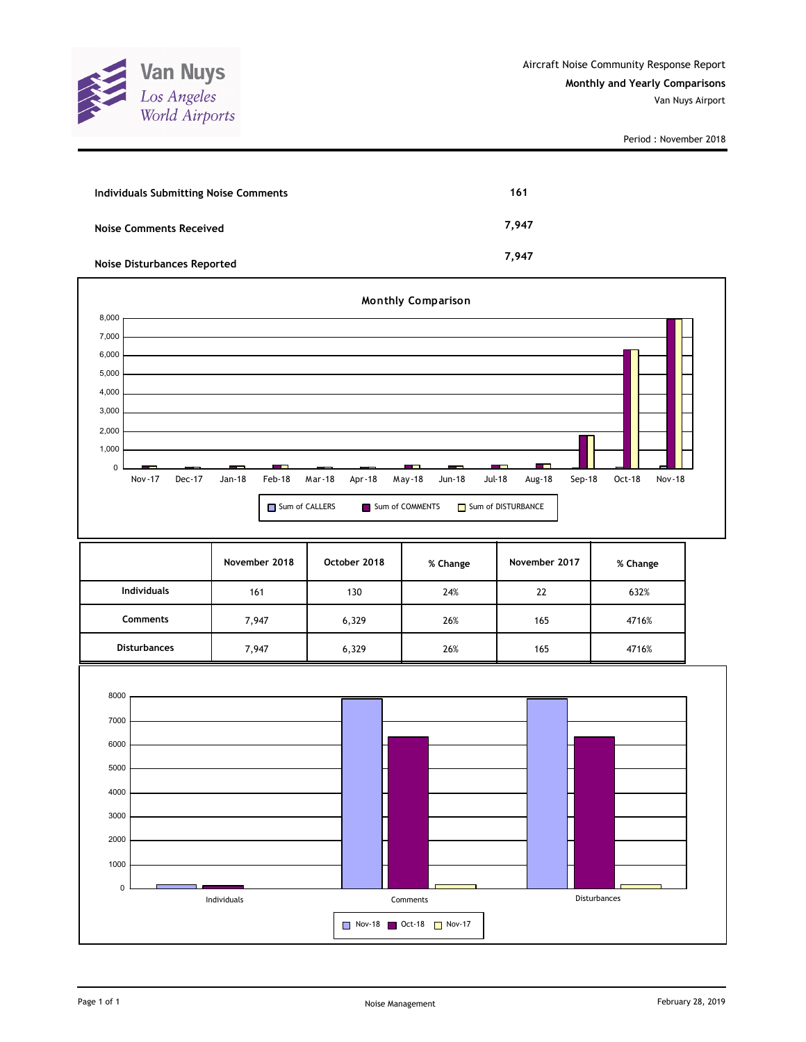Van Nuys
Los Angeles World Airports

Aircraft Noise Community Response Report

**Monthly and Yearly Comparisons**

Van Nuys Airport

Period : November 2018

| | |
|---|---|
| **Individuals Submitting Noise Comments** | **161** |
| **Noise Comments Received** | **7,947** |
| **Noise Disturbances Reported** | **7,947** |

**Monthly Comparison**

Sum of CALLERS | Sum of COMMENTS | Sum of DISTURBANCE

Nov-17, Dec-17, Jan-18, Feb-18, Mar-18, Apr-18, May-18, Jun-18, Jul-18, Aug-18, Sep-18, Oct-18, Nov-18

| | November 2018 | October 2018 | % Change | November 2017 | % Change |
|---|---|---|---|---|---|
| **Individuals** | 161 | 130 | 24% | 22 | 632% |
| **Comments** | 7,947 | 6,329 | 26% | 165 | 4716% |
| **Disturbances** | 7,947 | 6,329 | 26% | 165 | 4716% |

Individuals | Comments | Disturbances

Nov-18 | Oct-18 | Nov-17

Noise Management

February 28, 2019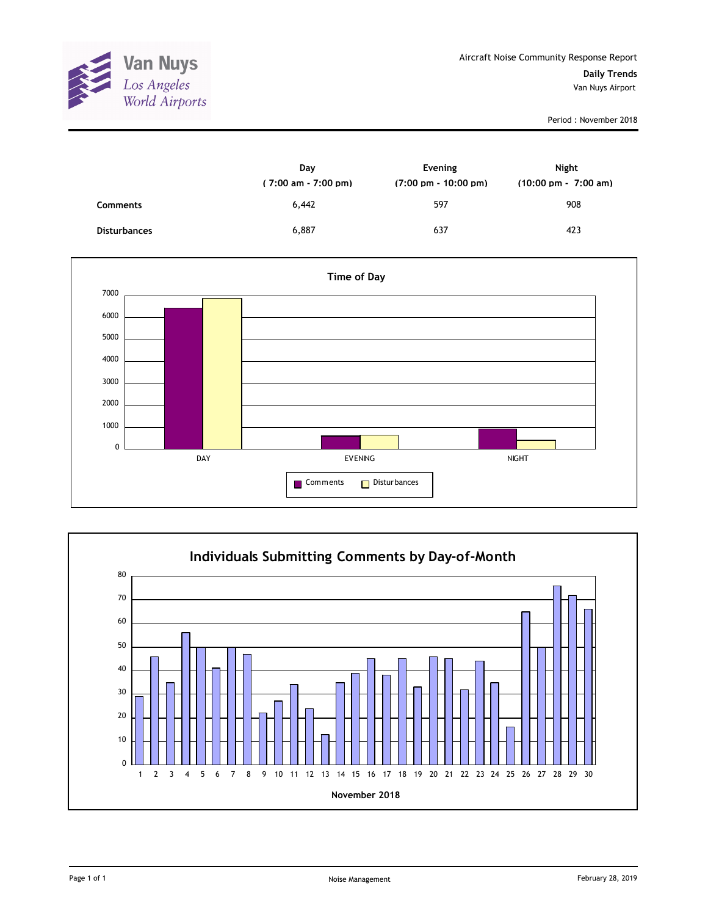Van Nuys
*Los Angeles World Airports*

Aircraft Noise Community Response Report

**Daily Trends**

Van Nuys Airport

Period : November 2018

| | Day ( 7:00 am - 7:00 pm) | Evening (7:00 pm - 10:00 pm) | Night (10:00 pm - 7:00 am) |
|---|---|---|---|
| **Comments** | 6,442 | 597 | 908 |
| **Disturbances** | 6,887 | 637 | 423 |

**Time of Day**

**Individuals Submitting Comments by Day-of-Month**

**November 2018**

Noise Management

February 28, 2019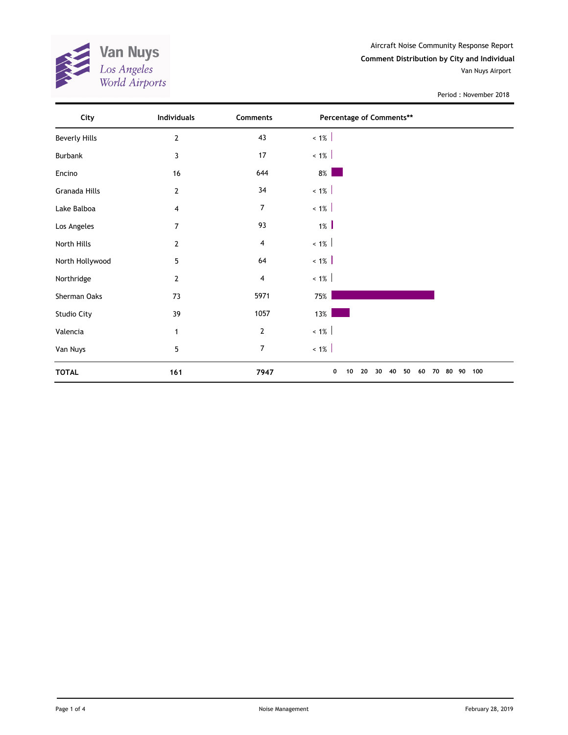Van Nuys
Los Angeles
World Airports

Aircraft Noise Community Response Report

**Comment Distribution by City and Individual**

Van Nuys Airport

Period : November 2018

| City | Individuals | Comments | Percentage of Comments** |
|---|---|---|---|
| Beverly Hills | 2 | 43 | < 1% |
| Burbank | 3 | 17 | < 1% |
| Encino | 16 | 644 | 8% |
| Granada Hills | 2 | 34 | < 1% |
| Lake Balboa | 4 | 7 | < 1% |
| Los Angeles | 7 | 93 | 1% |
| North Hills | 2 | 4 | < 1% |
| North Hollywood | 5 | 64 | < 1% |
| Northridge | 2 | 4 | < 1% |
| Sherman Oaks | 73 | 5971 | 75% |
| Studio City | 39 | 1057 | 13% |
| Valencia | 1 | 2 | < 1% |
| Van Nuys | 5 | 7 | < 1% |
| **TOTAL** | **161** | **7947** | 0 10 20 30 40 50 60 70 80 90 100 |

Noise Management

February 28, 2019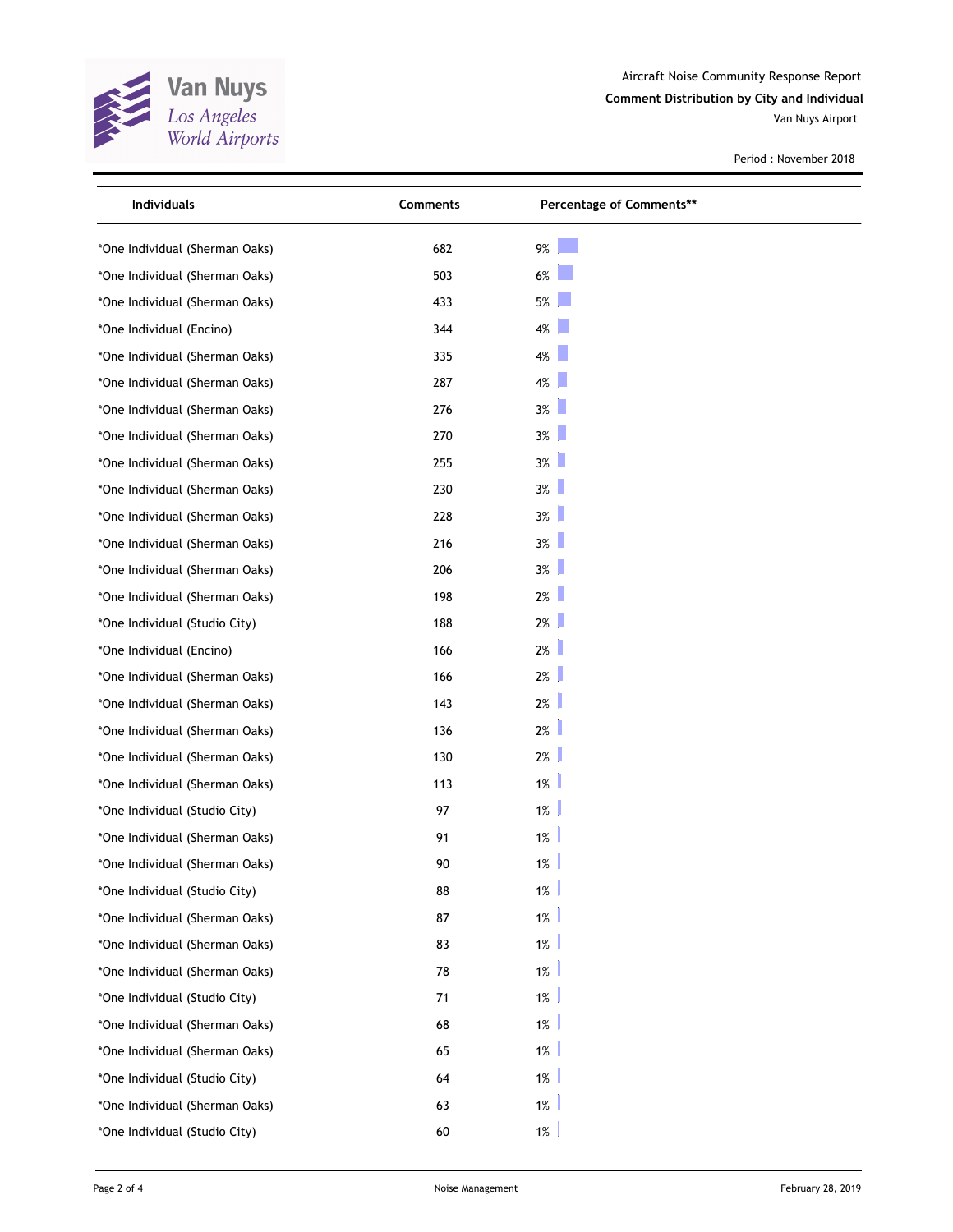Van Nuys
Los Angeles
World Airports

Aircraft Noise Community Response Report

**Comment Distribution by City and Individual**

Van Nuys Airport

Period : November 2018

| Individuals | Comments | Percentage of Comments** |
|---|---|---|
| *One Individual (Sherman Oaks) | 682 | 9% |
| *One Individual (Sherman Oaks) | 503 | 6% |
| *One Individual (Sherman Oaks) | 433 | 5% |
| *One Individual (Encino) | 344 | 4% |
| *One Individual (Sherman Oaks) | 335 | 4% |
| *One Individual (Sherman Oaks) | 287 | 4% |
| *One Individual (Sherman Oaks) | 276 | 3% |
| *One Individual (Sherman Oaks) | 270 | 3% |
| *One Individual (Sherman Oaks) | 255 | 3% |
| *One Individual (Sherman Oaks) | 230 | 3% |
| *One Individual (Sherman Oaks) | 228 | 3% |
| *One Individual (Sherman Oaks) | 216 | 3% |
| *One Individual (Sherman Oaks) | 206 | 3% |
| *One Individual (Sherman Oaks) | 198 | 2% |
| *One Individual (Studio City) | 188 | 2% |
| *One Individual (Encino) | 166 | 2% |
| *One Individual (Sherman Oaks) | 166 | 2% |
| *One Individual (Sherman Oaks) | 143 | 2% |
| *One Individual (Sherman Oaks) | 136 | 2% |
| *One Individual (Sherman Oaks) | 130 | 2% |
| *One Individual (Sherman Oaks) | 113 | 1% |
| *One Individual (Studio City) | 97 | 1% |
| *One Individual (Sherman Oaks) | 91 | 1% |
| *One Individual (Sherman Oaks) | 90 | 1% |
| *One Individual (Studio City) | 88 | 1% |
| *One Individual (Sherman Oaks) | 87 | 1% |
| *One Individual (Sherman Oaks) | 83 | 1% |
| *One Individual (Sherman Oaks) | 78 | 1% |
| *One Individual (Studio City) | 71 | 1% |
| *One Individual (Sherman Oaks) | 68 | 1% |
| *One Individual (Sherman Oaks) | 65 | 1% |
| *One Individual (Studio City) | 64 | 1% |
| *One Individual (Sherman Oaks) | 63 | 1% |
| *One Individual (Studio City) | 60 | 1% |

Noise Management

February 28, 2019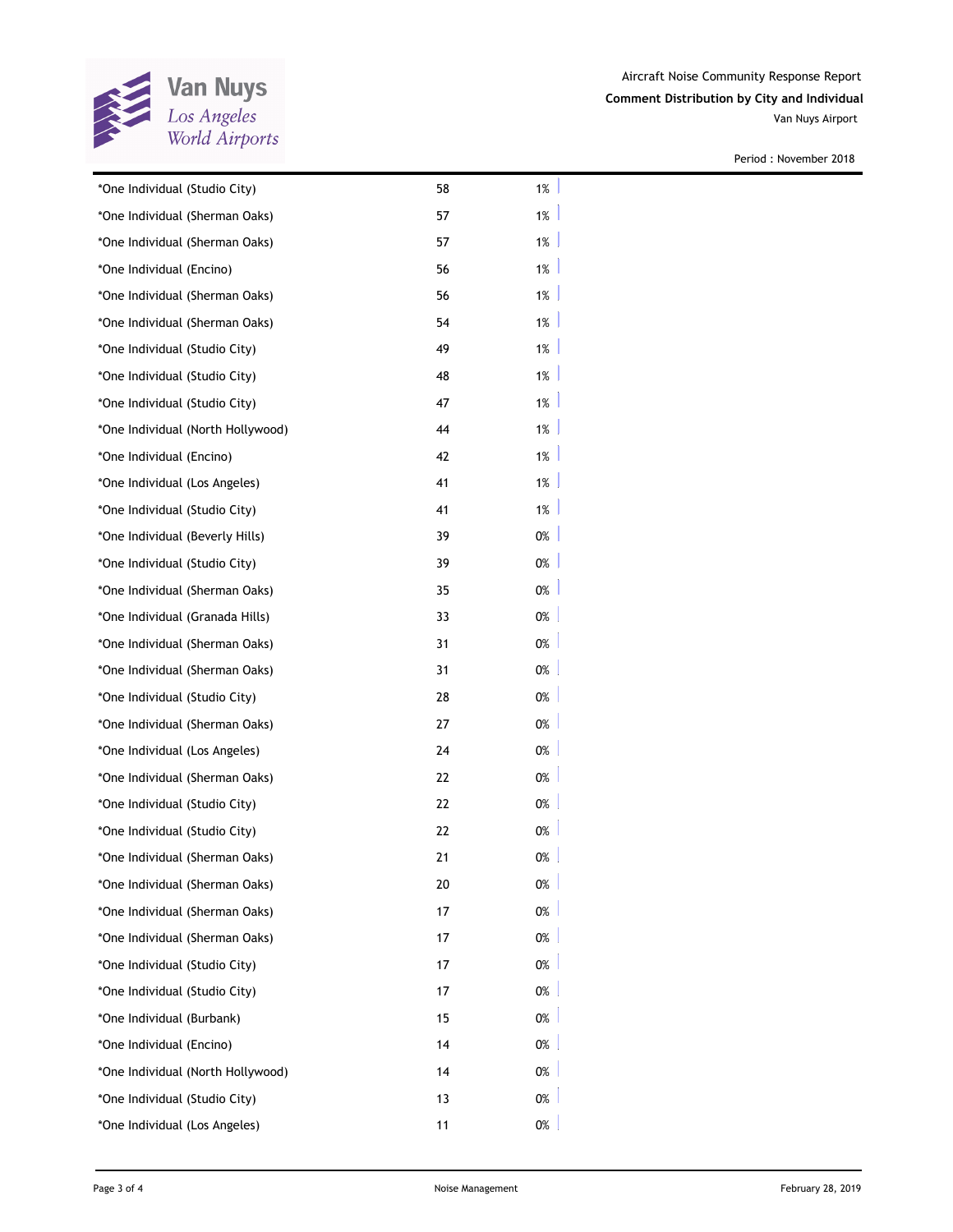Aircraft Noise Community Response Report

**Comment Distribution by City and Individual**

Van Nuys Airport

Period : November 2018

| | | |
|---|---|---|
| *One Individual (Studio City) | 58 | 1% |
| *One Individual (Sherman Oaks) | 57 | 1% |
| *One Individual (Sherman Oaks) | 57 | 1% |
| *One Individual (Encino) | 56 | 1% |
| *One Individual (Sherman Oaks) | 56 | 1% |
| *One Individual (Sherman Oaks) | 54 | 1% |
| *One Individual (Studio City) | 49 | 1% |
| *One Individual (Studio City) | 48 | 1% |
| *One Individual (Studio City) | 47 | 1% |
| *One Individual (North Hollywood) | 44 | 1% |
| *One Individual (Encino) | 42 | 1% |
| *One Individual (Los Angeles) | 41 | 1% |
| *One Individual (Studio City) | 41 | 1% |
| *One Individual (Beverly Hills) | 39 | 0% |
| *One Individual (Studio City) | 39 | 0% |
| *One Individual (Sherman Oaks) | 35 | 0% |
| *One Individual (Granada Hills) | 33 | 0% |
| *One Individual (Sherman Oaks) | 31 | 0% |
| *One Individual (Sherman Oaks) | 31 | 0% |
| *One Individual (Studio City) | 28 | 0% |
| *One Individual (Sherman Oaks) | 27 | 0% |
| *One Individual (Los Angeles) | 24 | 0% |
| *One Individual (Sherman Oaks) | 22 | 0% |
| *One Individual (Studio City) | 22 | 0% |
| *One Individual (Studio City) | 22 | 0% |
| *One Individual (Sherman Oaks) | 21 | 0% |
| *One Individual (Sherman Oaks) | 20 | 0% |
| *One Individual (Sherman Oaks) | 17 | 0% |
| *One Individual (Sherman Oaks) | 17 | 0% |
| *One Individual (Studio City) | 17 | 0% |
| *One Individual (Studio City) | 17 | 0% |
| *One Individual (Burbank) | 15 | 0% |
| *One Individual (Encino) | 14 | 0% |
| *One Individual (North Hollywood) | 14 | 0% |
| *One Individual (Studio City) | 13 | 0% |
| *One Individual (Los Angeles) | 11 | 0% |

Noise Management

February 28, 2019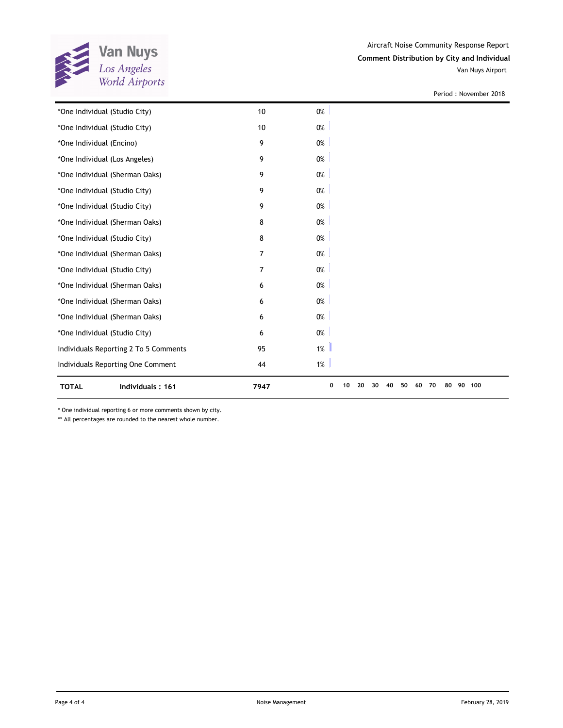Aircraft Noise Community Response Report

**Comment Distribution by City and Individual**

Van Nuys Airport

Period : November 2018

| | | |
|---|---|---|
| *One Individual (Studio City) | 10 | 0% |
| *One Individual (Studio City) | 10 | 0% |
| *One Individual (Encino) | 9 | 0% |
| *One Individual (Los Angeles) | 9 | 0% |
| *One Individual (Sherman Oaks) | 9 | 0% |
| *One Individual (Studio City) | 9 | 0% |
| *One Individual (Studio City) | 9 | 0% |
| *One Individual (Sherman Oaks) | 8 | 0% |
| *One Individual (Studio City) | 8 | 0% |
| *One Individual (Sherman Oaks) | 7 | 0% |
| *One Individual (Studio City) | 7 | 0% |
| *One Individual (Sherman Oaks) | 6 | 0% |
| *One Individual (Sherman Oaks) | 6 | 0% |
| *One Individual (Sherman Oaks) | 6 | 0% |
| *One Individual (Studio City) | 6 | 0% |
| Individuals Reporting 2 To 5 Comments | 95 | 1% |
| Individuals Reporting One Comment | 44 | 1% |
| **TOTAL** **Individuals : 161** | **7947** | **0 10 20 30 40 50 60 70 80 90 100** |

\* One individual reporting 6 or more comments shown by city.

** All percentages are rounded to the nearest whole number.

Noise Management

February 28, 2019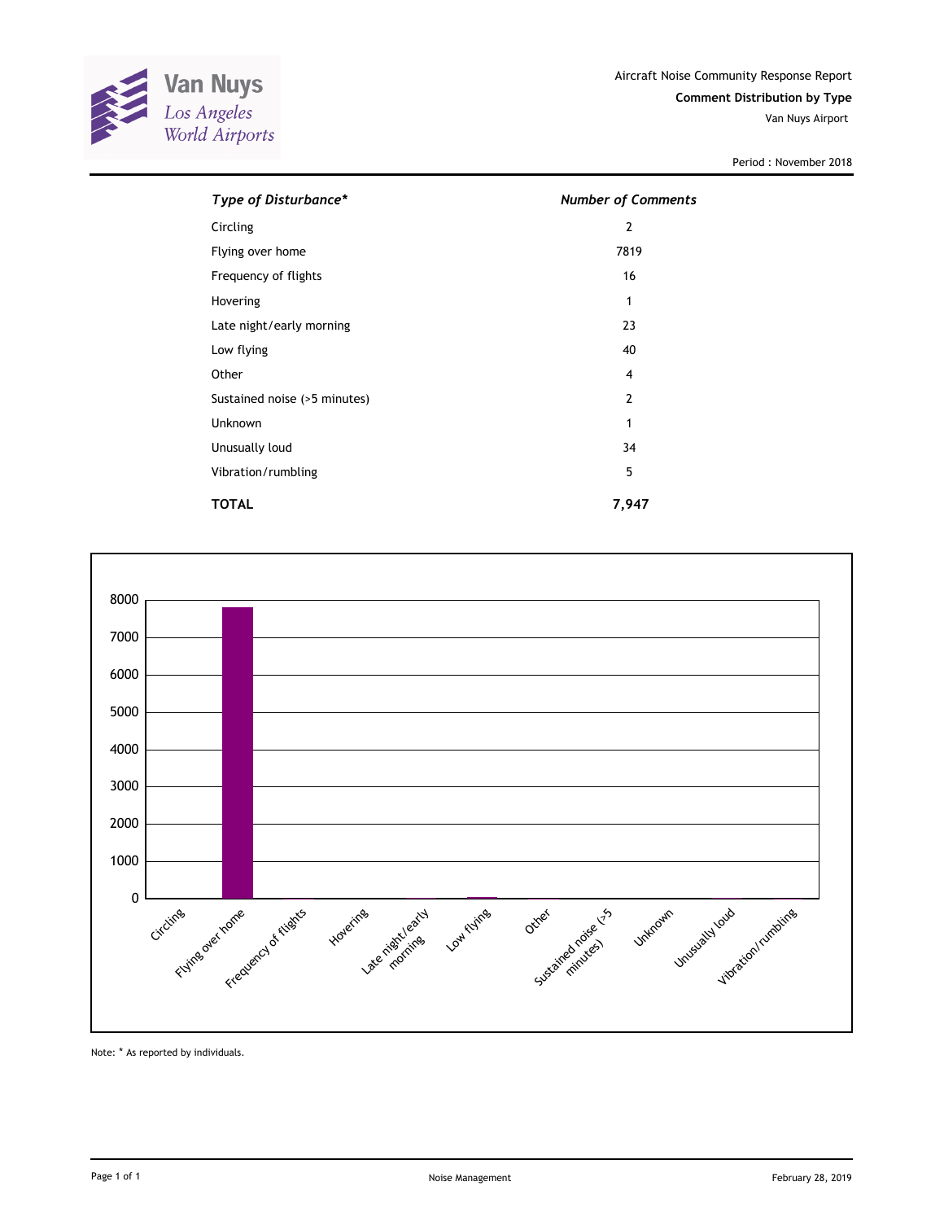Van Nuys
Los Angeles
World Airports

Aircraft Noise Community Response Report

**Comment Distribution by Type**

Van Nuys Airport

Period : November 2018

| *Type of Disturbance** | *Number of Comments* |
|---|---|
| Circling | 2 |
| Flying over home | 7819 |
| Frequency of flights | 16 |
| Hovering | 1 |
| Late night/early morning | 23 |
| Low flying | 40 |
| Other | 4 |
| Sustained noise (>5 minutes) | 2 |
| Unknown | 1 |
| Unusually loud | 34 |
| Vibration/rumbling | 5 |
| **TOTAL** | **7,947** |

8000
7000
6000
5000
4000
3000
2000
1000
0

Circling
Flying over home
Frequency of flights
Hovering
Late night/early morning
Low flying
Other
Sustained noise (>5 minutes)
Unknown
Unusually loud
Vibration/rumbling

Note: * As reported by individuals.

Noise Management

February 28, 2019